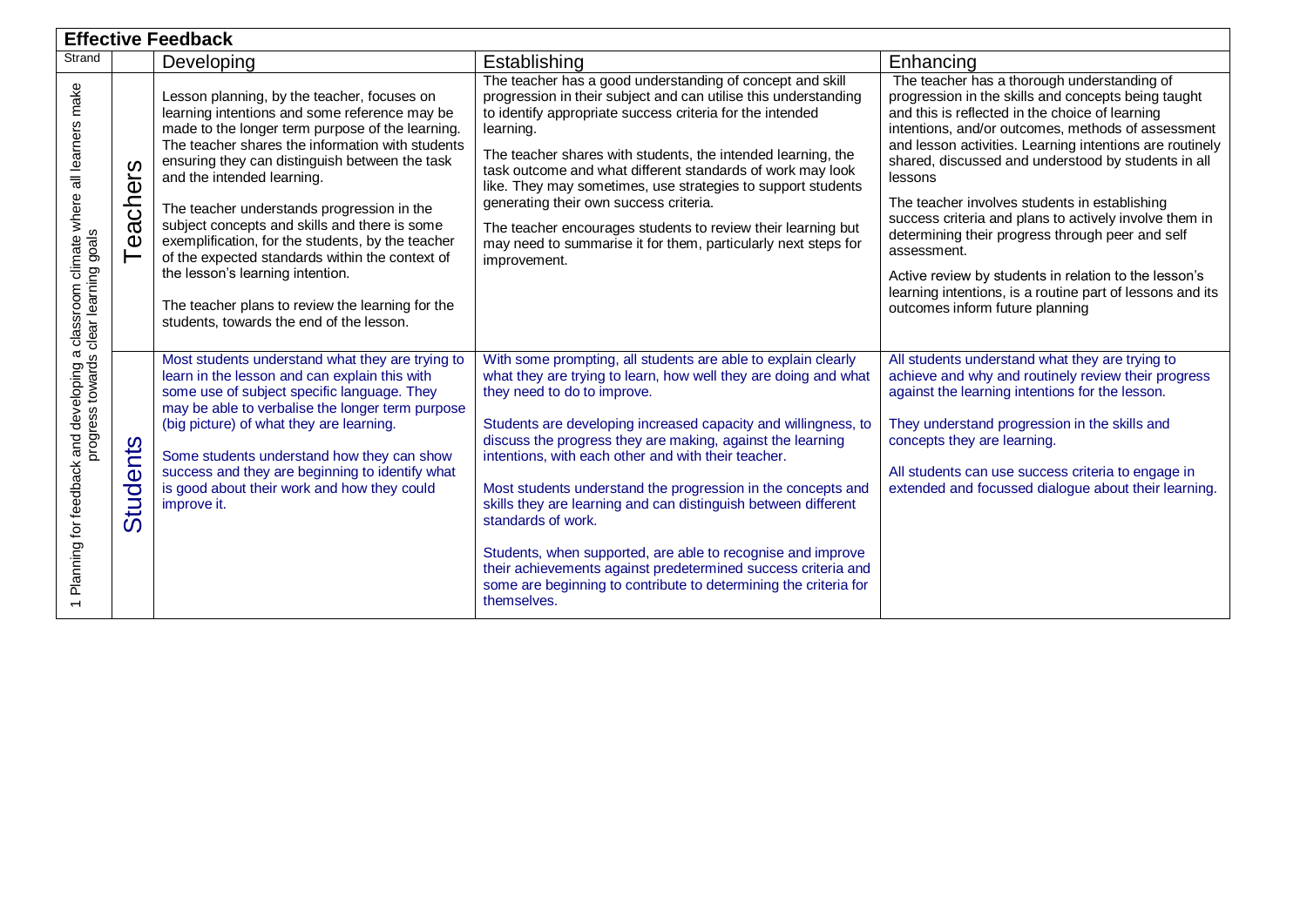## Effective Feedback

| Strand | | Developing | Establishing | Enhancing |
|---|---|---|---|---|
| 1 Planning for feedback and developing a classroom climate where all learners make progress towards clear learning goals | Teachers | Lesson planning, by the teacher, focuses on learning intentions and some reference may be made to the longer term purpose of the learning. The teacher shares the information with students ensuring they can distinguish between the task and the intended learning.<br><br>The teacher understands progression in the subject concepts and skills and there is some exemplification, for the students, by the teacher of the expected standards within the context of the lesson's learning intention.<br><br>The teacher plans to review the learning for the students, towards the end of the lesson. | The teacher has a good understanding of concept and skill progression in their subject and can utilise this understanding to identify appropriate success criteria for the intended learning.<br><br>The teacher shares with students, the intended learning, the task outcome and what different standards of work may look like. They may sometimes, use strategies to support students generating their own success criteria.<br><br>The teacher encourages students to review their learning but may need to summarise it for them, particularly next steps for improvement. | The teacher has a thorough understanding of progression in the skills and concepts being taught and this is reflected in the choice of learning intentions, and/or outcomes, methods of assessment and lesson activities. Learning intentions are routinely shared, discussed and understood by students in all lessons<br><br>The teacher involves students in establishing success criteria and plans to actively involve them in determining their progress through peer and self assessment.<br><br>Active review by students in relation to the lesson's learning intentions, is a routine part of lessons and its outcomes inform future planning |
| | Students | Most students understand what they are trying to learn in the lesson and can explain this with some use of subject specific language. They may be able to verbalise the longer term purpose (big picture) of what they are learning.<br><br>Some students understand how they can show success and they are beginning to identify what is good about their work and how they could improve it. | With some prompting, all students are able to explain clearly what they are trying to learn, how well they are doing and what they need to do to improve.<br><br>Students are developing increased capacity and willingness, to discuss the progress they are making, against the learning intentions, with each other and with their teacher.<br><br>Most students understand the progression in the concepts and skills they are learning and can distinguish between different standards of work.<br><br>Students, when supported, are able to recognise and improve their achievements against predetermined success criteria and some are beginning to contribute to determining the criteria for themselves. | All students understand what they are trying to achieve and why and routinely review their progress against the learning intentions for the lesson.<br><br>They understand progression in the skills and concepts they are learning.<br><br>All students can use success criteria to engage in extended and focussed dialogue about their learning. |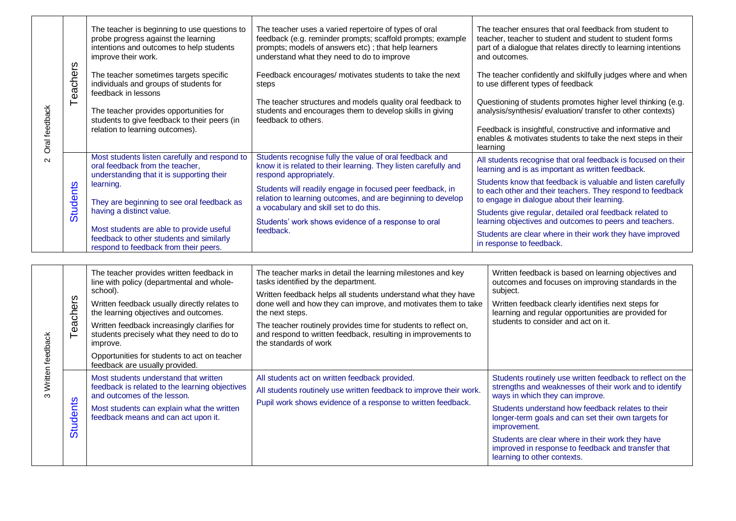| | | | | |
|---|---|---|---|---|
| 2 Oral feedback | Teachers | The teacher is beginning to use questions to probe progress against the learning intentions and outcomes to help students improve their work.<br><br>The teacher sometimes targets specific individuals and groups of students for feedback in lessons<br><br>The teacher provides opportunities for students to give feedback to their peers (in relation to learning outcomes). | The teacher uses a varied repertoire of types of oral feedback (e.g. reminder prompts; scaffold prompts; example prompts; models of answers etc) ; that help learners understand what they need to do to improve<br><br>Feedback encourages/ motivates students to take the next steps<br><br>The teacher structures and models quality oral feedback to students and encourages them to develop skills in giving feedback to others. | The teacher ensures that oral feedback from student to teacher, teacher to student and student to student forms part of a dialogue that relates directly to learning intentions and outcomes.<br><br>The teacher confidently and skilfully judges where and when to use different types of feedback<br><br>Questioning of students promotes higher level thinking (e.g. analysis/synthesis/ evaluation/ transfer to other contexts)<br><br>Feedback is insightful, constructive and informative and enables & motivates students to take the next steps in their learning |
| | Students | Most students listen carefully and respond to oral feedback from the teacher, understanding that it is supporting their learning.<br><br>They are beginning to see oral feedback as having a distinct value.<br><br>Most students are able to provide useful feedback to other students and similarly respond to feedback from their peers. | Students recognise fully the value of oral feedback and know it is related to their learning. They listen carefully and respond appropriately.<br><br>Students will readily engage in focused peer feedback, in relation to learning outcomes, and are beginning to develop a vocabulary and skill set to do this.<br><br>Students' work shows evidence of a response to oral feedback. | All students recognise that oral feedback is focused on their learning and is as important as written feedback.<br><br>Students know that feedback is valuable and listen carefully to each other and their teachers. They respond to feedback to engage in dialogue about their learning.<br><br>Students give regular, detailed oral feedback related to learning objectives and outcomes to peers and teachers.<br><br>Students are clear where in their work they have improved in response to feedback. |

| | | | | |
|---|---|---|---|---|
| 3 Written feedback | Teachers | The teacher provides written feedback in line with policy (departmental and whole-school).<br><br>Written feedback usually directly relates to the learning objectives and outcomes.<br><br>Written feedback increasingly clarifies for students precisely what they need to do to improve.<br><br>Opportunities for students to act on teacher feedback are usually provided. | The teacher marks in detail the learning milestones and key tasks identified by the department.<br><br>Written feedback helps all students understand what they have done well and how they can improve, and motivates them to take the next steps.<br><br>The teacher routinely provides time for students to reflect on, and respond to written feedback, resulting in improvements to the standards of work | Written feedback is based on learning objectives and outcomes and focuses on improving standards in the subject.<br><br>Written feedback clearly identifies next steps for learning and regular opportunities are provided for students to consider and act on it. |
| | Students | Most students understand that written feedback is related to the learning objectives and outcomes of the lesson.<br><br>Most students can explain what the written feedback means and can act upon it. | All students act on written feedback provided.<br><br>All students routinely use written feedback to improve their work.<br><br>Pupil work shows evidence of a response to written feedback. | Students routinely use written feedback to reflect on the strengths and weaknesses of their work and to identify ways in which they can improve.<br><br>Students understand how feedback relates to their longer-term goals and can set their own targets for improvement.<br><br>Students are clear where in their work they have improved in response to feedback and transfer that learning to other contexts. |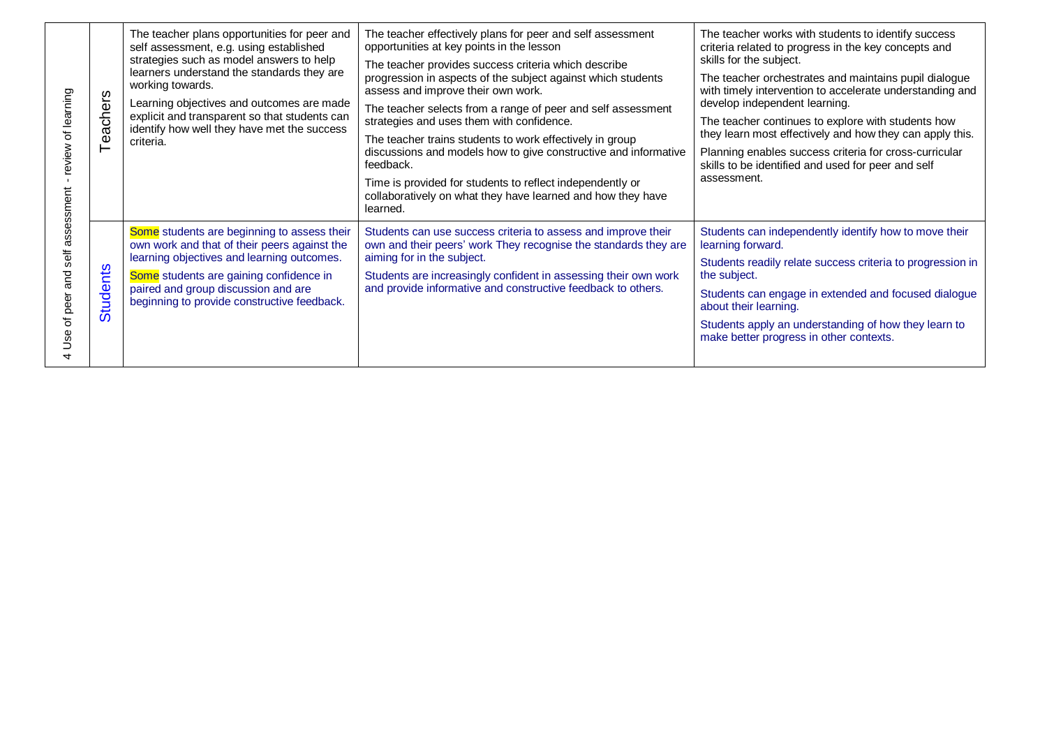| | | | | |
|---|---|---|---|---|
| 4 Use of peer and self assessment - review of learning | Teachers | The teacher plans opportunities for peer and self assessment, e.g. using established strategies such as model answers to help learners understand the standards they are working towards.<br><br>Learning objectives and outcomes are made explicit and transparent so that students can identify how well they have met the success criteria. | The teacher effectively plans for peer and self assessment opportunities at key points in the lesson<br><br>The teacher provides success criteria which describe progression in aspects of the subject against which students assess and improve their own work.<br><br>The teacher selects from a range of peer and self assessment strategies and uses them with confidence.<br><br>The teacher trains students to work effectively in group discussions and models how to give constructive and informative feedback.<br><br>Time is provided for students to reflect independently or collaboratively on what they have learned and how they have learned. | The teacher works with students to identify success criteria related to progress in the key concepts and skills for the subject.<br><br>The teacher orchestrates and maintains pupil dialogue with timely intervention to accelerate understanding and develop independent learning.<br><br>The teacher continues to explore with students how they learn most effectively and how they can apply this.<br><br>Planning enables success criteria for cross-curricular skills to be identified and used for peer and self assessment. |
| | Students | Some students are beginning to assess their own work and that of their peers against the learning objectives and learning outcomes.<br><br>Some students are gaining confidence in paired and group discussion and are beginning to provide constructive feedback. | Students can use success criteria to assess and improve their own and their peers' work They recognise the standards they are aiming for in the subject.<br><br>Students are increasingly confident in assessing their own work and provide informative and constructive feedback to others. | Students can independently identify how to move their learning forward.<br><br>Students readily relate success criteria to progression in the subject.<br><br>Students can engage in extended and focused dialogue about their learning.<br><br>Students apply an understanding of how they learn to make better progress in other contexts. |